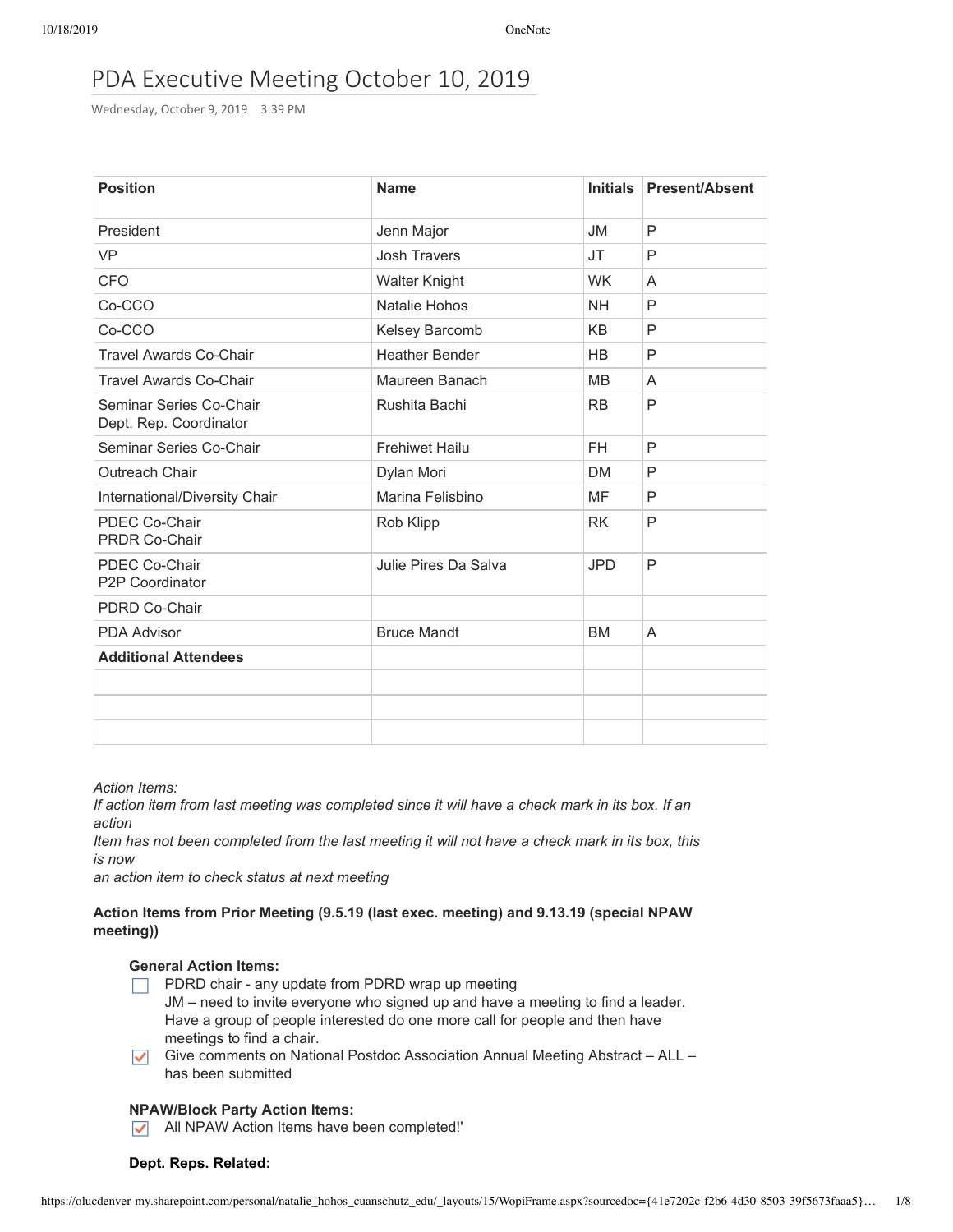# PDA Executive Meeting October 10, 2019

Wednesday, October 9, 2019 3:39 PM

| Position | Name | Initials | Present/Absent |
|---|---|---|---|
| President | Jenn Major | JM | P |
| VP | Josh Travers | JT | P |
| CFO | Walter Knight | WK | A |
| Co-CCO | Natalie Hohos | NH | P |
| Co-CCO | Kelsey Barcomb | KB | P |
| Travel Awards Co-Chair | Heather Bender | HB | P |
| Travel Awards Co-Chair | Maureen Banach | MB | A |
| Seminar Series Co-Chair<br>Dept. Rep. Coordinator | Rushita Bachi | RB | P |
| Seminar Series Co-Chair | Frehiwet Hailu | FH | P |
| Outreach Chair | Dylan Mori | DM | P |
| International/Diversity Chair | Marina Felisbino | MF | P |
| PDEC Co-Chair<br>PRDR Co-Chair | Rob Klipp | RK | P |
| PDEC Co-Chair<br>P2P Coordinator | Julie Pires Da Salva | JPD | P |
| PDRD Co-Chair | | | |
| PDA Advisor | Bruce Mandt | BM | A |
| **Additional Attendees** | | | |
| | | | |
| | | | |
| | | | |

*Action Items:*
*If action item from last meeting was completed since it will have a check mark in its box. If an action*
*Item has not been completed from the last meeting it will not have a check mark in its box, this is now*
*an action item to check status at next meeting*

**Action Items from Prior Meeting (9.5.19 (last exec. meeting) and 9.13.19 (special NPAW meeting))**

**General Action Items:**

- [ ] PDRD chair - any update from PDRD wrap up meeting
  JM – need to invite everyone who signed up and have a meeting to find a leader. Have a group of people interested do one more call for people and then have meetings to find a chair.
- [x] Give comments on National Postdoc Association Annual Meeting Abstract – ALL – has been submitted

**NPAW/Block Party Action Items:**

- [x] All NPAW Action Items have been completed!'

**Dept. Reps. Related:**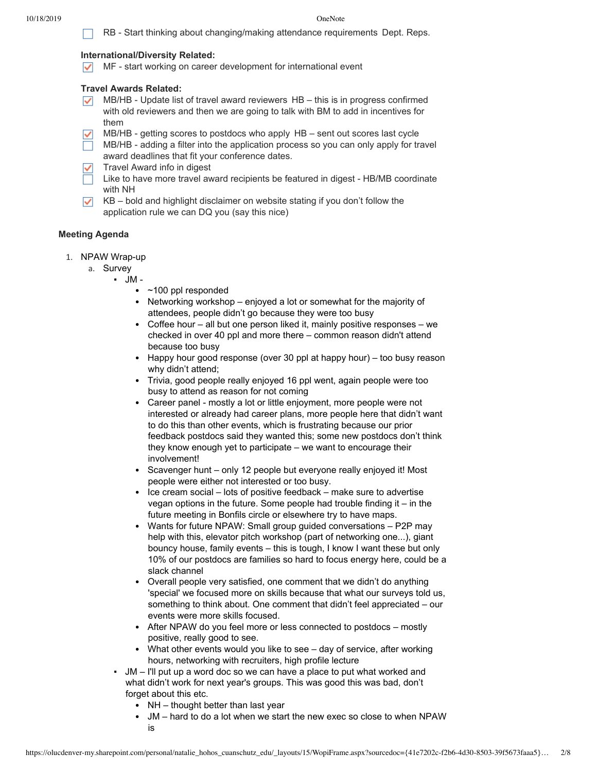- [ ] RB - Start thinking about changing/making attendance requirements Dept. Reps.

**International/Diversity Related:**

- [x] MF - start working on career development for international event

**Travel Awards Related:**

- [x] MB/HB - Update list of travel award reviewers HB – this is in progress confirmed with old reviewers and then we are going to talk with BM to add in incentives for them
- [x] MB/HB - getting scores to postdocs who apply HB – sent out scores last cycle
- [ ] MB/HB - adding a filter into the application process so you can only apply for travel award deadlines that fit your conference dates.
- [x] Travel Award info in digest
- [ ] Like to have more travel award recipients be featured in digest - HB/MB coordinate with NH
- [x] KB – bold and highlight disclaimer on website stating if you don't follow the application rule we can DQ you (say this nice)

**Meeting Agenda**

1. NPAW Wrap-up
    a. Survey
        - JM -
            - ~100 ppl responded
            - Networking workshop – enjoyed a lot or somewhat for the majority of attendees, people didn't go because they were too busy
            - Coffee hour – all but one person liked it, mainly positive responses – we checked in over 40 ppl and more there – common reason didn't attend because too busy
            - Happy hour good response (over 30 ppl at happy hour) – too busy reason why didn't attend;
            - Trivia, good people really enjoyed 16 ppl went, again people were too busy to attend as reason for not coming
            - Career panel - mostly a lot or little enjoyment, more people were not interested or already had career plans, more people here that didn't want to do this than other events, which is frustrating because our prior feedback postdocs said they wanted this; some new postdocs don't think they know enough yet to participate – we want to encourage their involvement!
            - Scavenger hunt – only 12 people but everyone really enjoyed it! Most people were either not interested or too busy.
            - Ice cream social – lots of positive feedback – make sure to advertise vegan options in the future. Some people had trouble finding it – in the future meeting in Bonfils circle or elsewhere try to have maps.
            - Wants for future NPAW: Small group guided conversations – P2P may help with this, elevator pitch workshop (part of networking one...), giant bouncy house, family events – this is tough, I know I want these but only 10% of our postdocs are families so hard to focus energy here, could be a slack channel
            - Overall people very satisfied, one comment that we didn't do anything 'special' we focused more on skills because that what our surveys told us, something to think about. One comment that didn't feel appreciated – our events were more skills focused.
            - After NPAW do you feel more or less connected to postdocs – mostly positive, really good to see.
            - What other events would you like to see – day of service, after working hours, networking with recruiters, high profile lecture
        - JM – I'll put up a word doc so we can have a place to put what worked and what didn't work for next year's groups. This was good this was bad, don't forget about this etc.
            - NH – thought better than last year
            - JM – hard to do a lot when we start the new exec so close to when NPAW is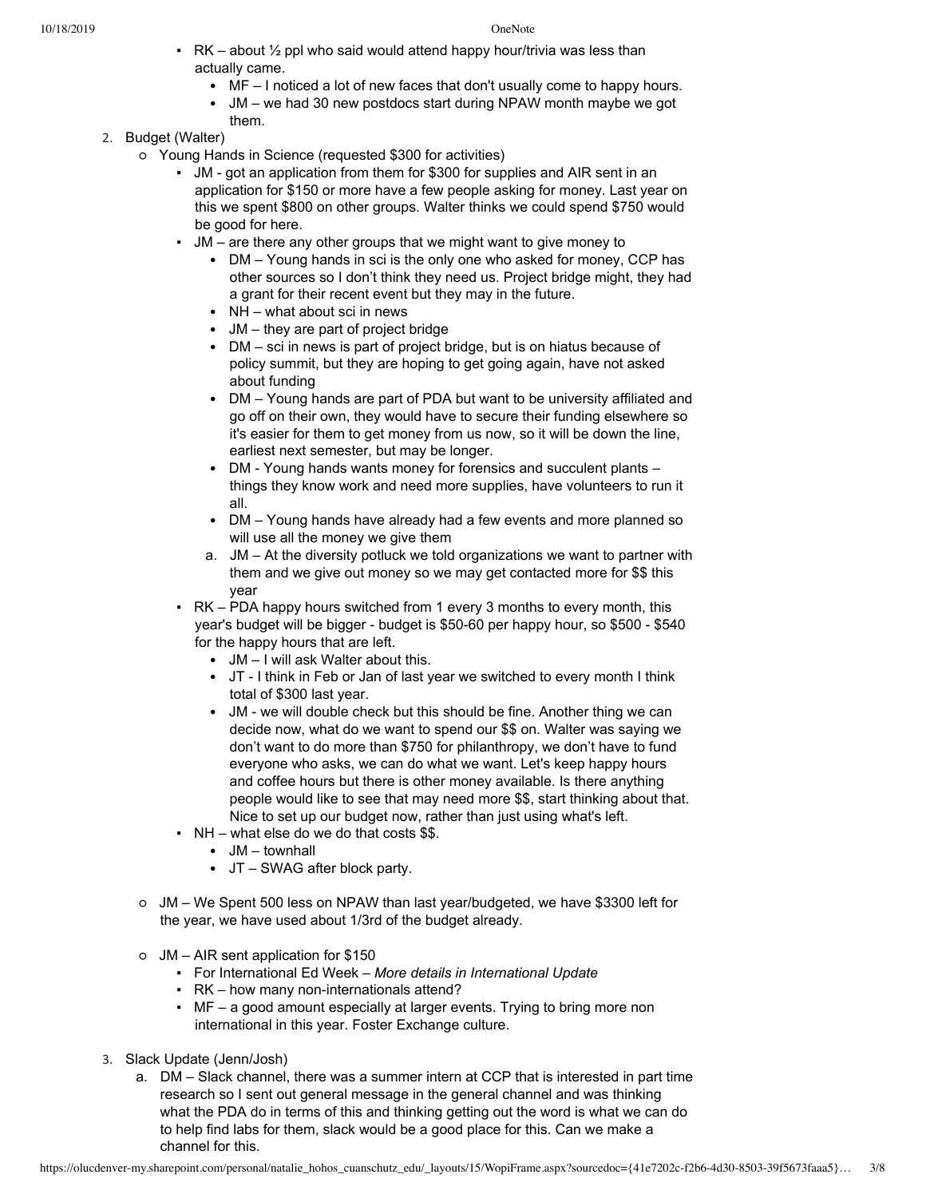- RK – about ½ ppl who said would attend happy hour/trivia was less than actually came.
  - MF – I noticed a lot of new faces that don't usually come to happy hours.
  - JM – we had 30 new postdocs start during NPAW month maybe we got them.

2. Budget (Walter)
   - Young Hands in Science (requested $300 for activities)
     - JM - got an application from them for $300 for supplies and AIR sent in an application for $150 or more have a few people asking for money. Last year on this we spent $800 on other groups. Walter thinks we could spend $750 would be good for here.
     - JM – are there any other groups that we might want to give money to
       - DM – Young hands in sci is the only one who asked for money, CCP has other sources so I don't think they need us. Project bridge might, they had a grant for their recent event but they may in the future.
       - NH – what about sci in news
       - JM – they are part of project bridge
       - DM – sci in news is part of project bridge, but is on hiatus because of policy summit, but they are hoping to get going again, have not asked about funding
       - DM – Young hands are part of PDA but want to be university affiliated and go off on their own, they would have to secure their funding elsewhere so it's easier for them to get money from us now, so it will be down the line, earliest next semester, but may be longer.
       - DM - Young hands wants money for forensics and succulent plants – things they know work and need more supplies, have volunteers to run it all.
       - DM – Young hands have already had a few events and more planned so will use all the money we give them
       a. JM – At the diversity potluck we told organizations we want to partner with them and we give out money so we may get contacted more for $$ this year
     - RK – PDA happy hours switched from 1 every 3 months to every month, this year's budget will be bigger - budget is $50-60 per happy hour, so $500 - $540 for the happy hours that are left.
       - JM – I will ask Walter about this.
       - JT - I think in Feb or Jan of last year we switched to every month I think total of $300 last year.
       - JM - we will double check but this should be fine. Another thing we can decide now, what do we want to spend our $$ on. Walter was saying we don't want to do more than $750 for philanthropy, we don't have to fund everyone who asks, we can do what we want. Let's keep happy hours and coffee hours but there is other money available. Is there anything people would like to see that may need more $$, start thinking about that. Nice to set up our budget now, rather than just using what's left.
     - NH – what else do we do that costs $$.
       - JM – townhall
       - JT – SWAG after block party.
   - JM – We Spent 500 less on NPAW than last year/budgeted, we have $3300 left for the year, we have used about 1/3rd of the budget already.
   - JM – AIR sent application for $150
     - For International Ed Week – *More details in International Update*
     - RK – how many non-internationals attend?
     - MF – a good amount especially at larger events. Trying to bring more non international in this year. Foster Exchange culture.

3. Slack Update (Jenn/Josh)
   a. DM – Slack channel, there was a summer intern at CCP that is interested in part time research so I sent out general message in the general channel and was thinking what the PDA do in terms of this and thinking getting out the word is what we can do to help find labs for them, slack would be a good place for this. Can we make a channel for this.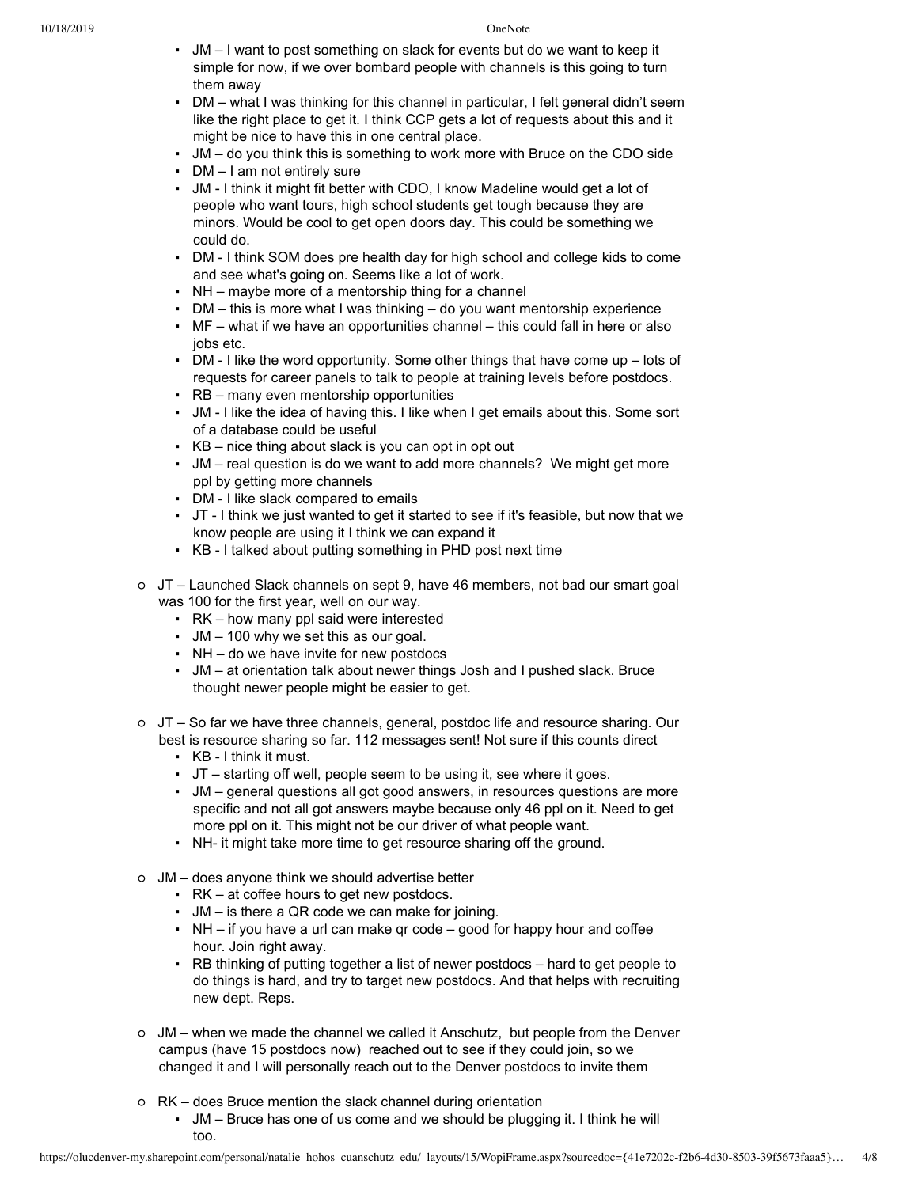- JM – I want to post something on slack for events but do we want to keep it simple for now, if we over bombard people with channels is this going to turn them away
  - DM – what I was thinking for this channel in particular, I felt general didn't seem like the right place to get it. I think CCP gets a lot of requests about this and it might be nice to have this in one central place.
  - JM – do you think this is something to work more with Bruce on the CDO side
  - DM – I am not entirely sure
  - JM - I think it might fit better with CDO, I know Madeline would get a lot of people who want tours, high school students get tough because they are minors. Would be cool to get open doors day. This could be something we could do.
  - DM - I think SOM does pre health day for high school and college kids to come and see what's going on. Seems like a lot of work.
  - NH – maybe more of a mentorship thing for a channel
  - DM – this is more what I was thinking – do you want mentorship experience
  - MF – what if we have an opportunities channel – this could fall in here or also jobs etc.
  - DM - I like the word opportunity. Some other things that have come up – lots of requests for career panels to talk to people at training levels before postdocs.
  - RB – many even mentorship opportunities
  - JM - I like the idea of having this. I like when I get emails about this. Some sort of a database could be useful
  - KB – nice thing about slack is you can opt in opt out
  - JM – real question is do we want to add more channels? We might get more ppl by getting more channels
  - DM - I like slack compared to emails
  - JT - I think we just wanted to get it started to see if it's feasible, but now that we know people are using it I think we can expand it
  - KB - I talked about putting something in PHD post next time

- JT – Launched Slack channels on sept 9, have 46 members, not bad our smart goal was 100 for the first year, well on our way.
  - RK – how many ppl said were interested
  - JM – 100 why we set this as our goal.
  - NH – do we have invite for new postdocs
  - JM – at orientation talk about newer things Josh and I pushed slack. Bruce thought newer people might be easier to get.

- JT – So far we have three channels, general, postdoc life and resource sharing. Our best is resource sharing so far. 112 messages sent! Not sure if this counts direct
  - KB - I think it must.
  - JT – starting off well, people seem to be using it, see where it goes.
  - JM – general questions all got good answers, in resources questions are more specific and not all got answers maybe because only 46 ppl on it. Need to get more ppl on it. This might not be our driver of what people want.
  - NH- it might take more time to get resource sharing off the ground.

- JM – does anyone think we should advertise better
  - RK – at coffee hours to get new postdocs.
  - JM – is there a QR code we can make for joining.
  - NH – if you have a url can make qr code – good for happy hour and coffee hour. Join right away.
  - RB thinking of putting together a list of newer postdocs – hard to get people to do things is hard, and try to target new postdocs. And that helps with recruiting new dept. Reps.

- JM – when we made the channel we called it Anschutz, but people from the Denver campus (have 15 postdocs now) reached out to see if they could join, so we changed it and I will personally reach out to the Denver postdocs to invite them

- RK – does Bruce mention the slack channel during orientation
  - JM – Bruce has one of us come and we should be plugging it. I think he will too.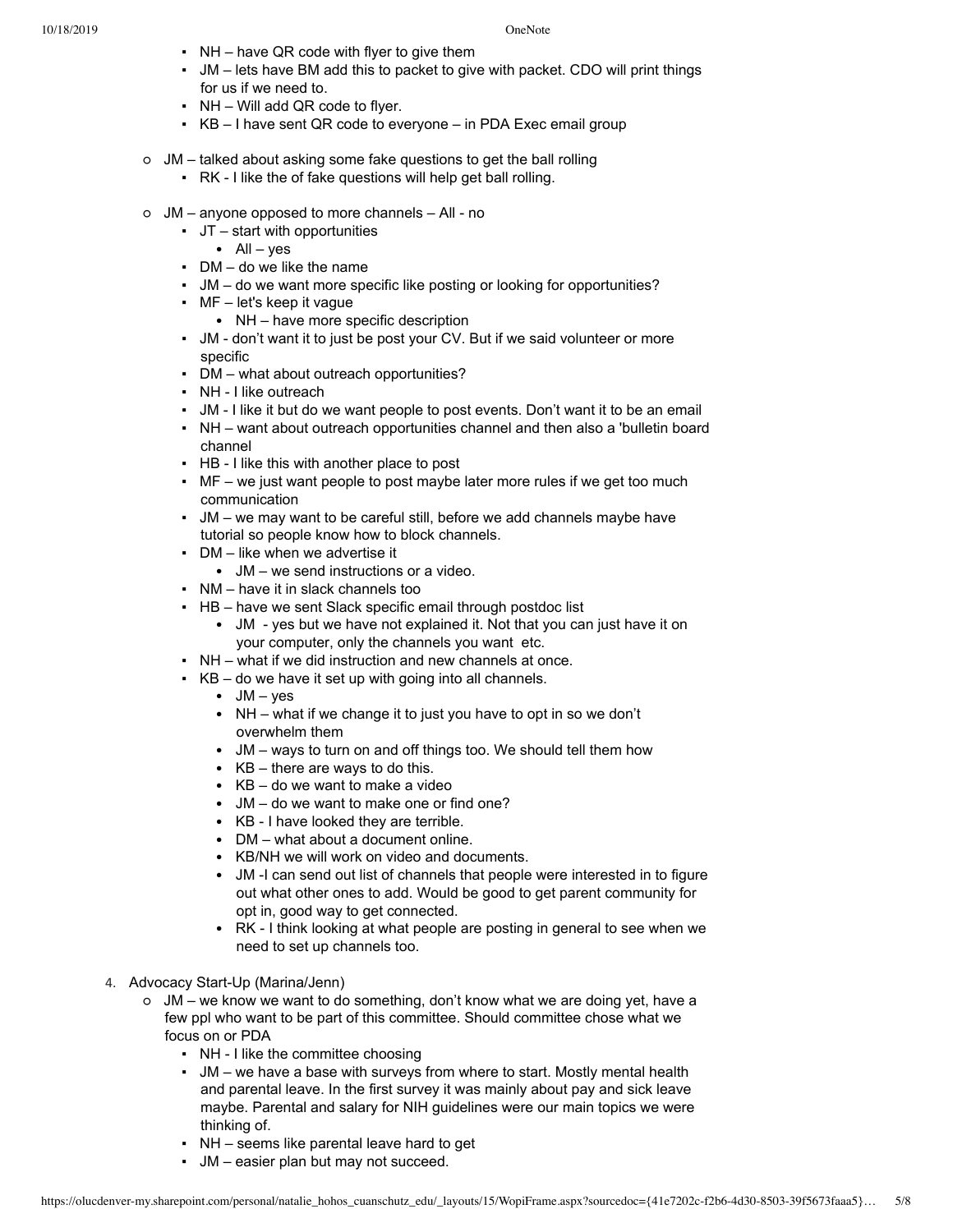- NH – have QR code with flyer to give them
- JM – lets have BM add this to packet to give with packet. CDO will print things for us if we need to.
- NH – Will add QR code to flyer.
- KB – I have sent QR code to everyone – in PDA Exec email group

- JM – talked about asking some fake questions to get the ball rolling
  - RK - I like the of fake questions will help get ball rolling.

- JM – anyone opposed to more channels – All - no
  - JT – start with opportunities
    - All – yes
  - DM – do we like the name
  - JM – do we want more specific like posting or looking for opportunities?
  - MF – let's keep it vague
    - NH – have more specific description
  - JM - don't want it to just be post your CV. But if we said volunteer or more specific
  - DM – what about outreach opportunities?
  - NH - I like outreach
  - JM - I like it but do we want people to post events. Don't want it to be an email
  - NH – want about outreach opportunities channel and then also a 'bulletin board channel
  - HB - I like this with another place to post
  - MF – we just want people to post maybe later more rules if we get too much communication
  - JM – we may want to be careful still, before we add channels maybe have tutorial so people know how to block channels.
  - DM – like when we advertise it
    - JM – we send instructions or a video.
  - NM – have it in slack channels too
  - HB – have we sent Slack specific email through postdoc list
    - JM - yes but we have not explained it. Not that you can just have it on your computer, only the channels you want etc.
  - NH – what if we did instruction and new channels at once.
  - KB – do we have it set up with going into all channels.
    - JM – yes
    - NH – what if we change it to just you have to opt in so we don't overwhelm them
    - JM – ways to turn on and off things too. We should tell them how
    - KB – there are ways to do this.
    - KB – do we want to make a video
    - JM – do we want to make one or find one?
    - KB - I have looked they are terrible.
    - DM – what about a document online.
    - KB/NH we will work on video and documents.
    - JM -I can send out list of channels that people were interested in to figure out what other ones to add. Would be good to get parent community for opt in, good way to get connected.
    - RK - I think looking at what people are posting in general to see when we need to set up channels too.

4. Advocacy Start-Up (Marina/Jenn)
   - JM – we know we want to do something, don't know what we are doing yet, have a few ppl who want to be part of this committee. Should committee chose what we focus on or PDA
     - NH - I like the committee choosing
     - JM – we have a base with surveys from where to start. Mostly mental health and parental leave. In the first survey it was mainly about pay and sick leave maybe. Parental and salary for NIH guidelines were our main topics we were thinking of.
     - NH – seems like parental leave hard to get
     - JM – easier plan but may not succeed.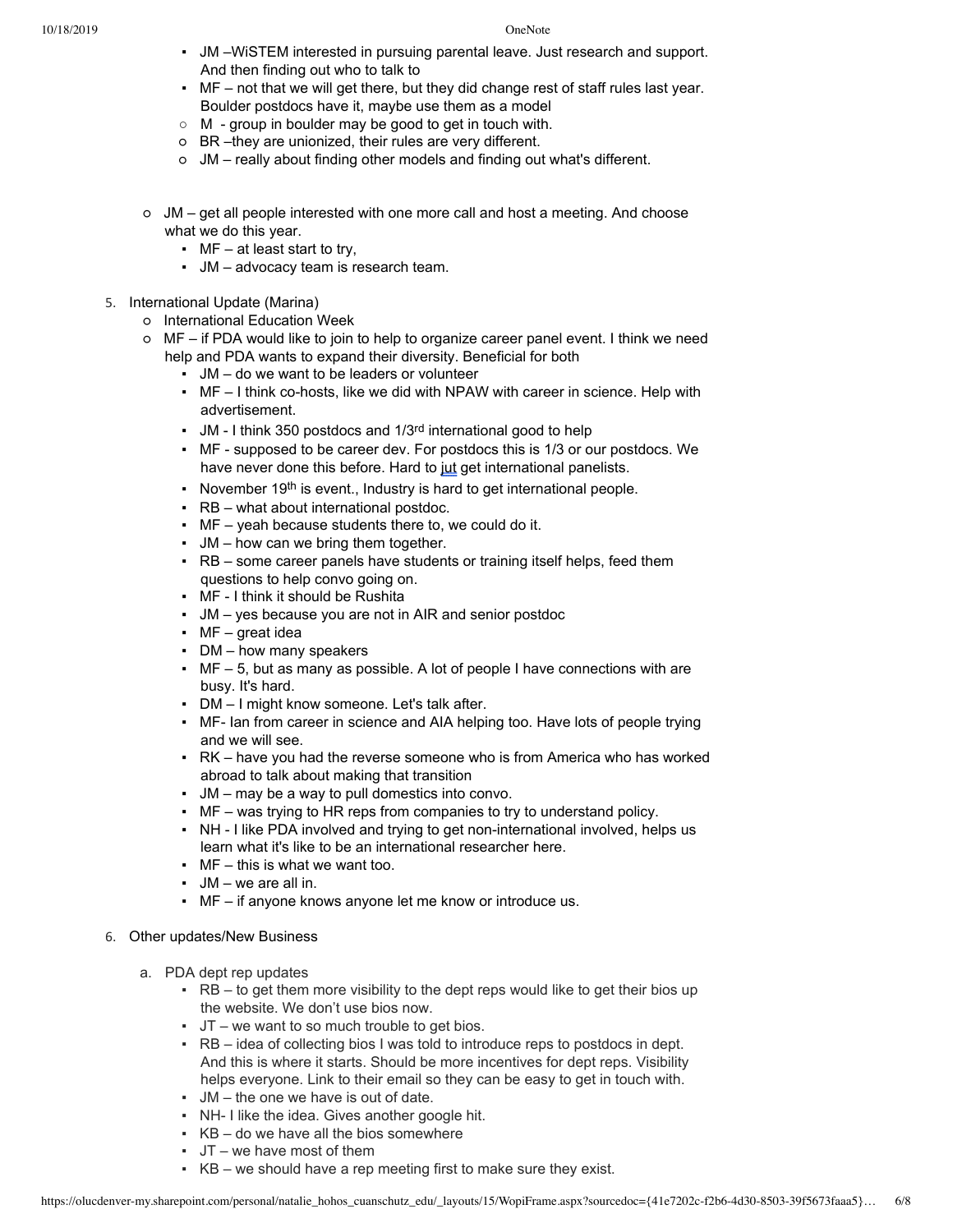- JM –WiSTEM interested in pursuing parental leave. Just research and support. And then finding out who to talk to
- MF – not that we will get there, but they did change rest of staff rules last year. Boulder postdocs have it, maybe use them as a model
  - M - group in boulder may be good to get in touch with.
  - BR –they are unionized, their rules are very different.
  - JM – really about finding other models and finding out what's different.

- JM – get all people interested with one more call and host a meeting. And choose what we do this year.
  - MF – at least start to try,
  - JM – advocacy team is research team.

5. International Update (Marina)
   - International Education Week
   - MF – if PDA would like to join to help to organize career panel event. I think we need help and PDA wants to expand their diversity. Beneficial for both
     - JM – do we want to be leaders or volunteer
     - MF – I think co-hosts, like we did with NPAW with career in science. Help with advertisement.
     - JM - I think 350 postdocs and 1/3rd international good to help
     - MF - supposed to be career dev. For postdocs this is 1/3 or our postdocs. We have never done this before. Hard to jut get international panelists.
     - November 19th is event., Industry is hard to get international people.
     - RB – what about international postdoc.
     - MF – yeah because students there to, we could do it.
     - JM – how can we bring them together.
     - RB – some career panels have students or training itself helps, feed them questions to help convo going on.
     - MF - I think it should be Rushita
     - JM – yes because you are not in AIR and senior postdoc
     - MF – great idea
     - DM – how many speakers
     - MF – 5, but as many as possible. A lot of people I have connections with are busy. It's hard.
     - DM – I might know someone. Let's talk after.
     - MF- Ian from career in science and AIA helping too. Have lots of people trying and we will see.
     - RK – have you had the reverse someone who is from America who has worked abroad to talk about making that transition
     - JM – may be a way to pull domestics into convo.
     - MF – was trying to HR reps from companies to try to understand policy.
     - NH - I like PDA involved and trying to get non-international involved, helps us learn what it's like to be an international researcher here.
     - MF – this is what we want too.
     - JM – we are all in.
     - MF – if anyone knows anyone let me know or introduce us.

6. Other updates/New Business

   a. PDA dept rep updates
      - RB – to get them more visibility to the dept reps would like to get their bios up the website. We don't use bios now.
      - JT – we want to so much trouble to get bios.
      - RB – idea of collecting bios I was told to introduce reps to postdocs in dept. And this is where it starts. Should be more incentives for dept reps. Visibility helps everyone. Link to their email so they can be easy to get in touch with.
      - JM – the one we have is out of date.
      - NH- I like the idea. Gives another google hit.
      - KB – do we have all the bios somewhere
      - JT – we have most of them
      - KB – we should have a rep meeting first to make sure they exist.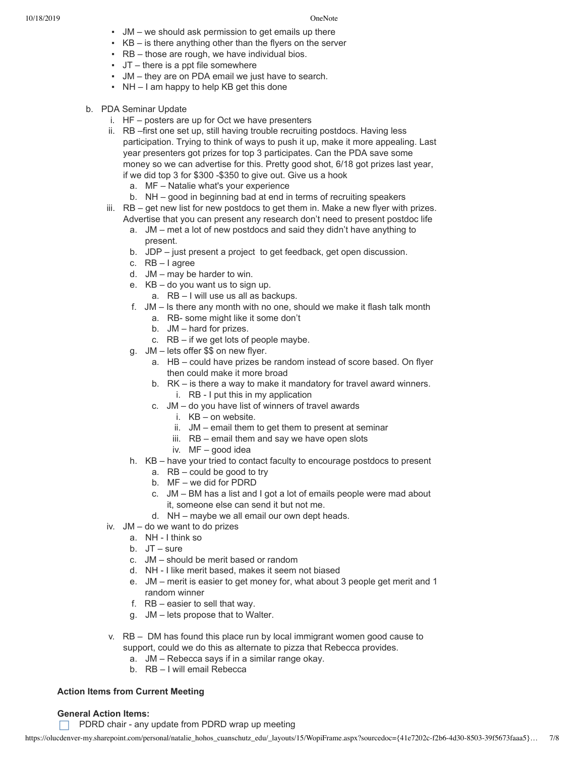- JM – we should ask permission to get emails up there
- KB – is there anything other than the flyers on the server
- RB – those are rough, we have individual bios.
- JT – there is a ppt file somewhere
- JM – they are on PDA email we just have to search.
- NH – I am happy to help KB get this done

b. PDA Seminar Update

   i. HF – posters are up for Oct we have presenters

   ii. RB –first one set up, still having trouble recruiting postdocs. Having less participation. Trying to think of ways to push it up, make it more appealing. Last year presenters got prizes for top 3 participates. Can the PDA save some money so we can advertise for this. Pretty good shot, 6/18 got prizes last year, if we did top 3 for $300 -$350 to give out. Give us a hook

      a. MF – Natalie what's your experience

      b. NH – good in beginning bad at end in terms of recruiting speakers

   iii. RB – get new list for new postdocs to get them in. Make a new flyer with prizes. Advertise that you can present any research don't need to present postdoc life

      a. JM – met a lot of new postdocs and said they didn't have anything to present.

      b. JDP – just present a project to get feedback, get open discussion.

      c. RB – I agree

      d. JM – may be harder to win.

      e. KB – do you want us to sign up.

         a. RB – I will use us all as backups.

      f. JM – Is there any month with no one, should we make it flash talk month

         a. RB- some might like it some don't

         b. JM – hard for prizes.

         c. RB – if we get lots of people maybe.

      g. JM – lets offer $$ on new flyer.

         a. HB – could have prizes be random instead of score based. On flyer then could make it more broad

         b. RK – is there a way to make it mandatory for travel award winners.

            i. RB - I put this in my application

         c. JM – do you have list of winners of travel awards

            i. KB – on website.

            ii. JM – email them to get them to present at seminar

            iii. RB – email them and say we have open slots

            iv. MF – good idea

      h. KB – have your tried to contact faculty to encourage postdocs to present

         a. RB – could be good to try

         b. MF – we did for PDRD

         c. JM – BM has a list and I got a lot of emails people were mad about it, someone else can send it but not me.

         d. NH – maybe we all email our own dept heads.

   iv. JM – do we want to do prizes

      a. NH - I think so

      b. JT – sure

      c. JM – should be merit based or random

      d. NH - I like merit based, makes it seem not biased

      e. JM – merit is easier to get money for, what about 3 people get merit and 1 random winner

      f. RB – easier to sell that way.

      g. JM – lets propose that to Walter.

   v. RB – DM has found this place run by local immigrant women good cause to support, could we do this as alternate to pizza that Rebecca provides.

      a. JM – Rebecca says if in a similar range okay.

      b. RB – I will email Rebecca

**Action Items from Current Meeting**

**General Action Items:**

- [ ] PDRD chair - any update from PDRD wrap up meeting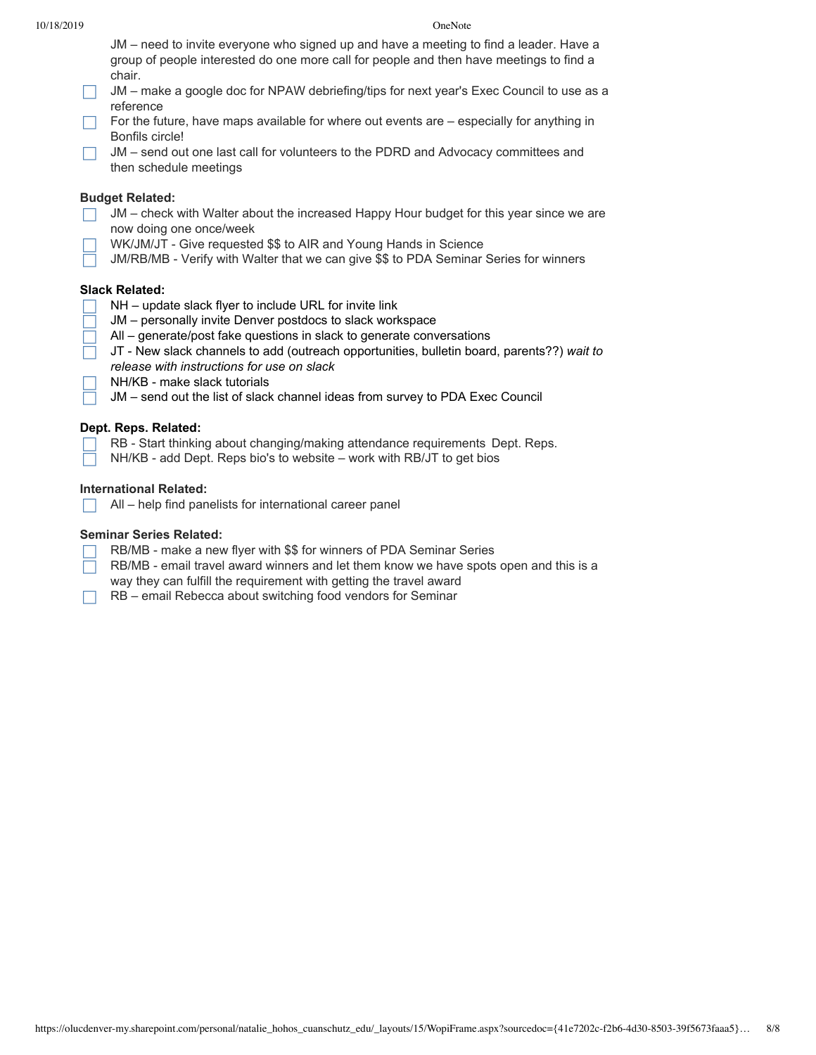JM – need to invite everyone who signed up and have a meeting to find a leader. Have a group of people interested do one more call for people and then have meetings to find a chair.

- [ ] JM – make a google doc for NPAW debriefing/tips for next year's Exec Council to use as a reference
- [ ] For the future, have maps available for where out events are – especially for anything in Bonfils circle!
- [ ] JM – send out one last call for volunteers to the PDRD and Advocacy committees and then schedule meetings

**Budget Related:**

- [ ] JM – check with Walter about the increased Happy Hour budget for this year since we are now doing one once/week
- [ ] WK/JM/JT - Give requested $$ to AIR and Young Hands in Science
- [ ] JM/RB/MB - Verify with Walter that we can give $$ to PDA Seminar Series for winners

**Slack Related:**

- [ ] NH – update slack flyer to include URL for invite link
- [ ] JM – personally invite Denver postdocs to slack workspace
- [ ] All – generate/post fake questions in slack to generate conversations
- [ ] JT - New slack channels to add (outreach opportunities, bulletin board, parents??) *wait to release with instructions for use on slack*
- [ ] NH/KB - make slack tutorials
- [ ] JM – send out the list of slack channel ideas from survey to PDA Exec Council

**Dept. Reps. Related:**

- [ ] RB - Start thinking about changing/making attendance requirements Dept. Reps.
- [ ] NH/KB - add Dept. Reps bio's to website – work with RB/JT to get bios

**International Related:**

- [ ] All – help find panelists for international career panel

**Seminar Series Related:**

- [ ] RB/MB - make a new flyer with $$ for winners of PDA Seminar Series
- [ ] RB/MB - email travel award winners and let them know we have spots open and this is a way they can fulfill the requirement with getting the travel award
- [ ] RB – email Rebecca about switching food vendors for Seminar